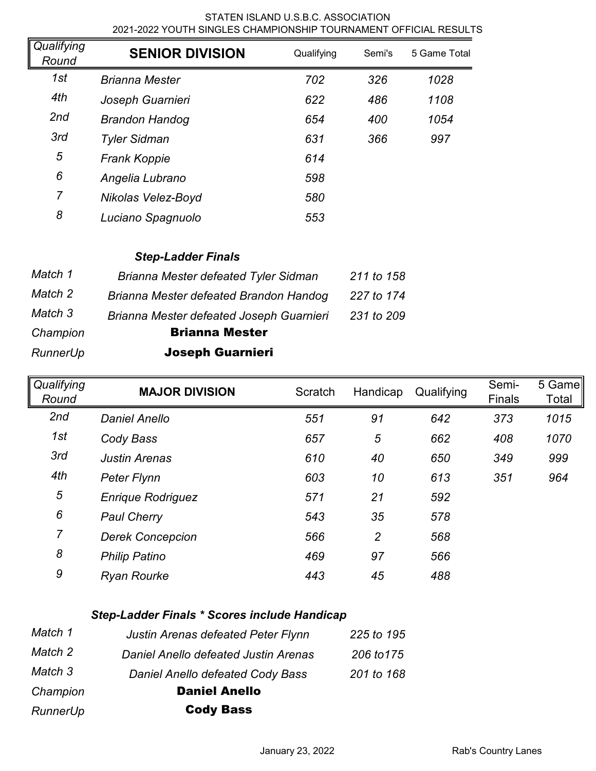STATEN ISLAND U.S.B.C. ASSOCIATION
2021-2022 YOUTH SINGLES CHAMPIONSHIP TOURNAMENT OFFICIAL RESULTS

| Qualifying Round | SENIOR DIVISION | Qualifying | Semi's | 5 Game Total |
|---|---|---|---|---|
| 1st | Brianna Mester | 702 | 326 | 1028 |
| 4th | Joseph Guarnieri | 622 | 486 | 1108 |
| 2nd | Brandon Handog | 654 | 400 | 1054 |
| 3rd | Tyler Sidman | 631 | 366 | 997 |
| 5 | Frank Koppie | 614 | | |
| 6 | Angelia Lubrano | 598 | | |
| 7 | Nikolas Velez-Boyd | 580 | | |
| 8 | Luciano Spagnuolo | 553 | | |

***Step-Ladder Finals***

| | | |
|---|---|---|
| *Match 1* | *Brianna Mester defeated Tyler Sidman* | *211 to 158* |
| *Match 2* | *Brianna Mester defeated Brandon Handog* | *227 to 174* |
| *Match 3* | *Brianna Mester defeated Joseph Guarnieri* | *231 to 209* |
| *Champion* | **Brianna Mester** | |
| *RunnerUp* | **Joseph Guarnieri** | |

| Qualifying Round | MAJOR DIVISION | Scratch | Handicap | Qualifying | Semi-Finals | 5 Game Total |
|---|---|---|---|---|---|---|
| 2nd | Daniel Anello | 551 | 91 | 642 | 373 | 1015 |
| 1st | Cody Bass | 657 | 5 | 662 | 408 | 1070 |
| 3rd | Justin Arenas | 610 | 40 | 650 | 349 | 999 |
| 4th | Peter Flynn | 603 | 10 | 613 | 351 | 964 |
| 5 | Enrique Rodriguez | 571 | 21 | 592 | | |
| 6 | Paul Cherry | 543 | 35 | 578 | | |
| 7 | Derek Concepcion | 566 | 2 | 568 | | |
| 8 | Philip Patino | 469 | 97 | 566 | | |
| 9 | Ryan Rourke | 443 | 45 | 488 | | |

***Step-Ladder Finals * Scores include Handicap***

| | | |
|---|---|---|
| *Match 1* | *Justin Arenas defeated Peter Flynn* | *225 to 195* |
| *Match 2* | *Daniel Anello defeated Justin Arenas* | *206 to175* |
| *Match 3* | *Daniel Anello defeated Cody Bass* | *201 to 168* |
| *Champion* | **Daniel Anello** | |
| *RunnerUp* | **Cody Bass** | |

January 23, 2022 — Rab's Country Lanes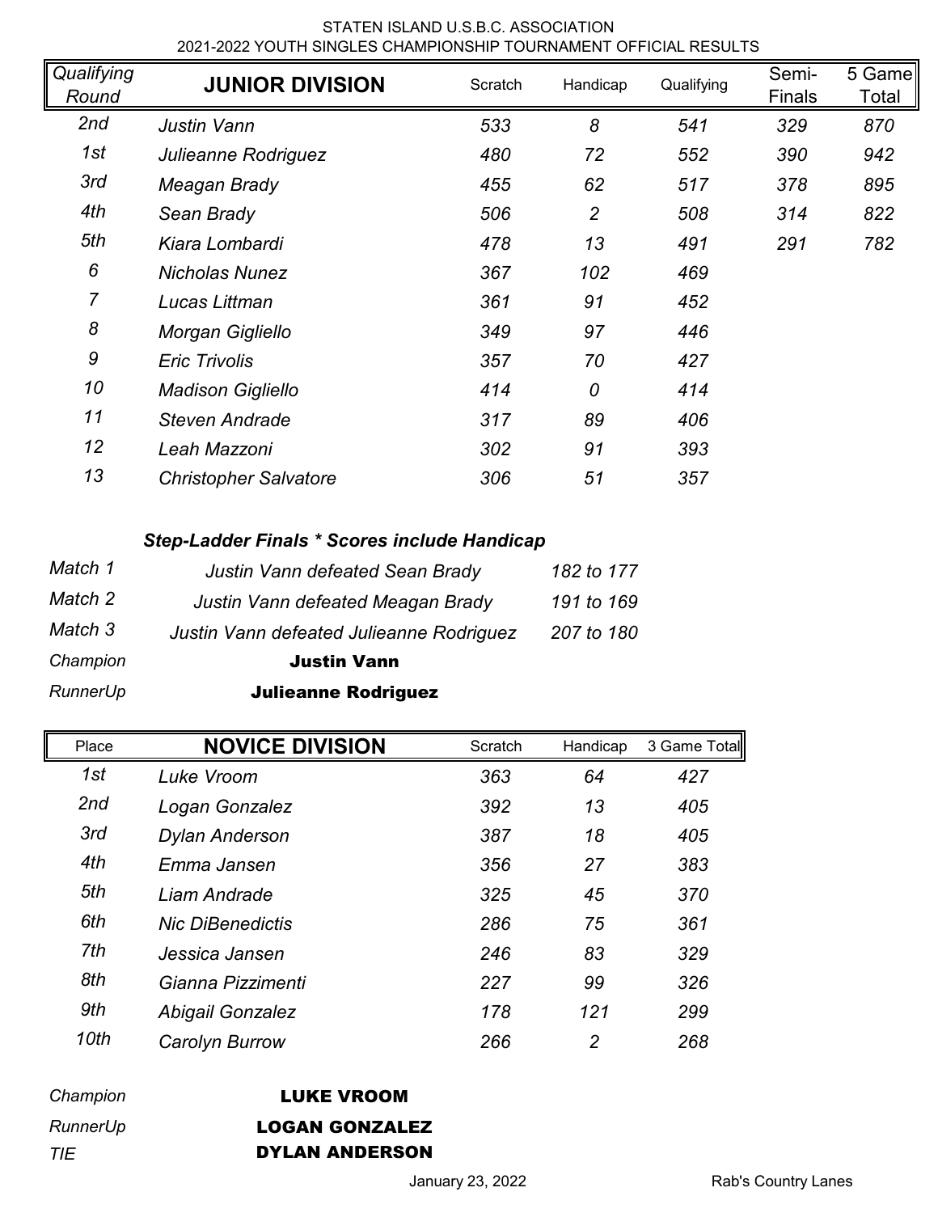STATEN ISLAND U.S.B.C. ASSOCIATION

2021-2022 YOUTH SINGLES CHAMPIONSHIP TOURNAMENT OFFICIAL RESULTS

| Qualifying Round | JUNIOR DIVISION | Scratch | Handicap | Qualifying | Semi-Finals | 5 Game Total |
|---|---|---|---|---|---|---|
| 2nd | Justin Vann | 533 | 8 | 541 | 329 | 870 |
| 1st | Julieanne Rodriguez | 480 | 72 | 552 | 390 | 942 |
| 3rd | Meagan Brady | 455 | 62 | 517 | 378 | 895 |
| 4th | Sean Brady | 506 | 2 | 508 | 314 | 822 |
| 5th | Kiara Lombardi | 478 | 13 | 491 | 291 | 782 |
| 6 | Nicholas Nunez | 367 | 102 | 469 | | |
| 7 | Lucas Littman | 361 | 91 | 452 | | |
| 8 | Morgan Gigliello | 349 | 97 | 446 | | |
| 9 | Eric Trivolis | 357 | 70 | 427 | | |
| 10 | Madison Gigliello | 414 | 0 | 414 | | |
| 11 | Steven Andrade | 317 | 89 | 406 | | |
| 12 | Leah Mazzoni | 302 | 91 | 393 | | |
| 13 | Christopher Salvatore | 306 | 51 | 357 | | |

***Step-Ladder Finals * Scores include Handicap***

| | | |
|---|---|---|
| Match 1 | Justin Vann defeated Sean Brady | 182 to 177 |
| Match 2 | Justin Vann defeated Meagan Brady | 191 to 169 |
| Match 3 | Justin Vann defeated Julieanne Rodriguez | 207 to 180 |

*Champion* **Justin Vann**

*RunnerUp* **Julieanne Rodriguez**

| Place | NOVICE DIVISION | Scratch | Handicap | 3 Game Total |
|---|---|---|---|---|
| 1st | Luke Vroom | 363 | 64 | 427 |
| 2nd | Logan Gonzalez | 392 | 13 | 405 |
| 3rd | Dylan Anderson | 387 | 18 | 405 |
| 4th | Emma Jansen | 356 | 27 | 383 |
| 5th | Liam Andrade | 325 | 45 | 370 |
| 6th | Nic DiBenedictis | 286 | 75 | 361 |
| 7th | Jessica Jansen | 246 | 83 | 329 |
| 8th | Gianna Pizzimenti | 227 | 99 | 326 |
| 9th | Abigail Gonzalez | 178 | 121 | 299 |
| 10th | Carolyn Burrow | 266 | 2 | 268 |

*Champion* **LUKE VROOM**

*RunnerUp* **LOGAN GONZALEZ**

*TIE* **DYLAN ANDERSON**

January 23, 2022 Rab's Country Lanes